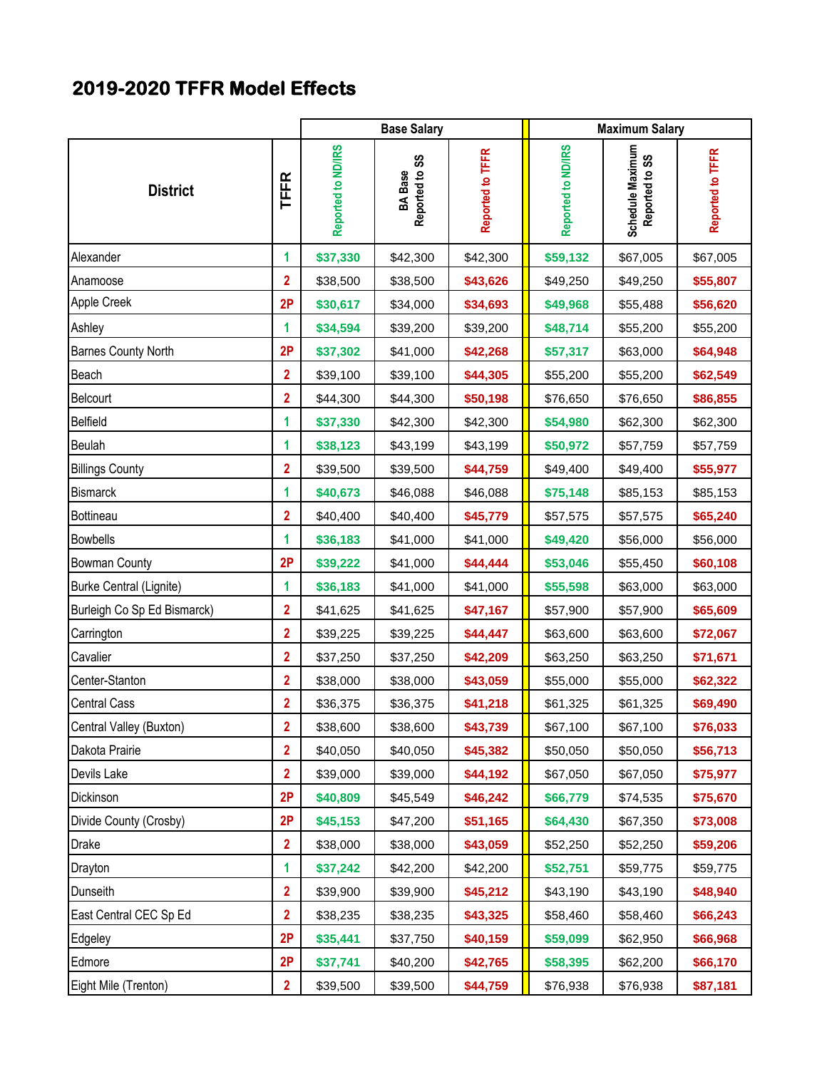# 2019-2020 TFFR Model Effects

| District | TFFR | Base Salary | | | Maximum Salary | | |
|---|---|---|---|---|---|---|---|
| | | Reported to ND/IRS | BA Base Reported to SS | Reported to TFFR | Reported to ND/IRS | Schedule Maximum Reported to SS | Reported to TFFR |
| Alexander | 1 | $37,330 | $42,300 | $42,300 | $59,132 | $67,005 | $67,005 |
| Anamoose | 2 | $38,500 | $38,500 | $43,626 | $49,250 | $49,250 | $55,807 |
| Apple Creek | 2P | $30,617 | $34,000 | $34,693 | $49,968 | $55,488 | $56,620 |
| Ashley | 1 | $34,594 | $39,200 | $39,200 | $48,714 | $55,200 | $55,200 |
| Barnes County North | 2P | $37,302 | $41,000 | $42,268 | $57,317 | $63,000 | $64,948 |
| Beach | 2 | $39,100 | $39,100 | $44,305 | $55,200 | $55,200 | $62,549 |
| Belcourt | 2 | $44,300 | $44,300 | $50,198 | $76,650 | $76,650 | $86,855 |
| Belfield | 1 | $37,330 | $42,300 | $42,300 | $54,980 | $62,300 | $62,300 |
| Beulah | 1 | $38,123 | $43,199 | $43,199 | $50,972 | $57,759 | $57,759 |
| Billings County | 2 | $39,500 | $39,500 | $44,759 | $49,400 | $49,400 | $55,977 |
| Bismarck | 1 | $40,673 | $46,088 | $46,088 | $75,148 | $85,153 | $85,153 |
| Bottineau | 2 | $40,400 | $40,400 | $45,779 | $57,575 | $57,575 | $65,240 |
| Bowbells | 1 | $36,183 | $41,000 | $41,000 | $49,420 | $56,000 | $56,000 |
| Bowman County | 2P | $39,222 | $41,000 | $44,444 | $53,046 | $55,450 | $60,108 |
| Burke Central (Lignite) | 1 | $36,183 | $41,000 | $41,000 | $55,598 | $63,000 | $63,000 |
| Burleigh Co Sp Ed Bismarck) | 2 | $41,625 | $41,625 | $47,167 | $57,900 | $57,900 | $65,609 |
| Carrington | 2 | $39,225 | $39,225 | $44,447 | $63,600 | $63,600 | $72,067 |
| Cavalier | 2 | $37,250 | $37,250 | $42,209 | $63,250 | $63,250 | $71,671 |
| Center-Stanton | 2 | $38,000 | $38,000 | $43,059 | $55,000 | $55,000 | $62,322 |
| Central Cass | 2 | $36,375 | $36,375 | $41,218 | $61,325 | $61,325 | $69,490 |
| Central Valley (Buxton) | 2 | $38,600 | $38,600 | $43,739 | $67,100 | $67,100 | $76,033 |
| Dakota Prairie | 2 | $40,050 | $40,050 | $45,382 | $50,050 | $50,050 | $56,713 |
| Devils Lake | 2 | $39,000 | $39,000 | $44,192 | $67,050 | $67,050 | $75,977 |
| Dickinson | 2P | $40,809 | $45,549 | $46,242 | $66,779 | $74,535 | $75,670 |
| Divide County (Crosby) | 2P | $45,153 | $47,200 | $51,165 | $64,430 | $67,350 | $73,008 |
| Drake | 2 | $38,000 | $38,000 | $43,059 | $52,250 | $52,250 | $59,206 |
| Drayton | 1 | $37,242 | $42,200 | $42,200 | $52,751 | $59,775 | $59,775 |
| Dunseith | 2 | $39,900 | $39,900 | $45,212 | $43,190 | $43,190 | $48,940 |
| East Central CEC Sp Ed | 2 | $38,235 | $38,235 | $43,325 | $58,460 | $58,460 | $66,243 |
| Edgeley | 2P | $35,441 | $37,750 | $40,159 | $59,099 | $62,950 | $66,968 |
| Edmore | 2P | $37,741 | $40,200 | $42,765 | $58,395 | $62,200 | $66,170 |
| Eight Mile (Trenton) | 2 | $39,500 | $39,500 | $44,759 | $76,938 | $76,938 | $87,181 |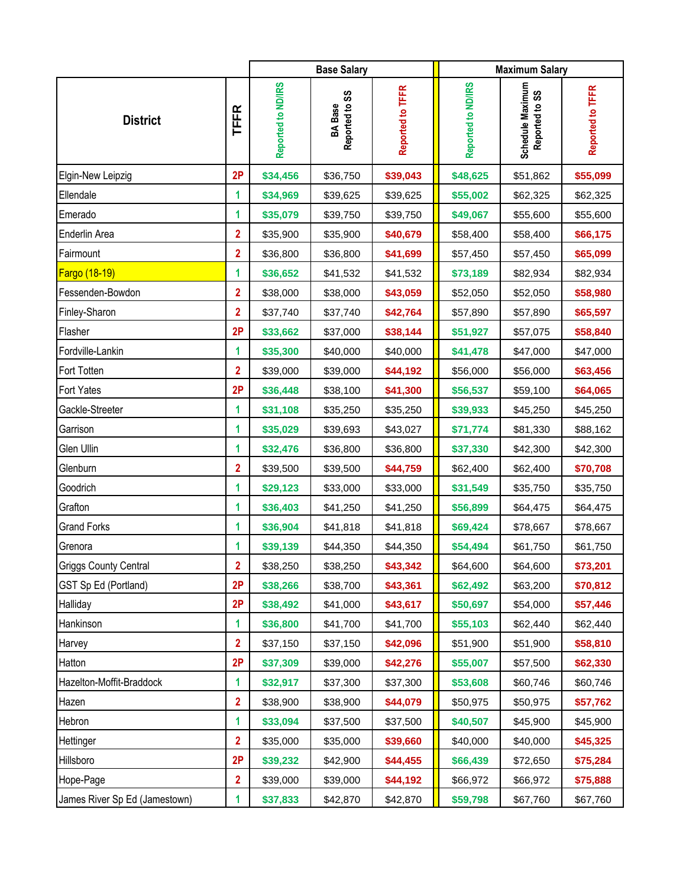| District | TFFR | Base Salary | | | Maximum Salary | | |
|---|---|---|---|---|---|---|---|
| | | Reported to ND/IRS | BA Base Reported to SS | Reported to TFFR | Reported to ND/IRS | Schedule Maximum Reported to SS | Reported to TFFR |
| Elgin-New Leipzig | 2P | $34,456 | $36,750 | $39,043 | $48,625 | $51,862 | $55,099 |
| Ellendale | 1 | $34,969 | $39,625 | $39,625 | $55,002 | $62,325 | $62,325 |
| Emerado | 1 | $35,079 | $39,750 | $39,750 | $49,067 | $55,600 | $55,600 |
| Enderlin Area | 2 | $35,900 | $35,900 | $40,679 | $58,400 | $58,400 | $66,175 |
| Fairmount | 2 | $36,800 | $36,800 | $41,699 | $57,450 | $57,450 | $65,099 |
| Fargo (18-19) | 1 | $36,652 | $41,532 | $41,532 | $73,189 | $82,934 | $82,934 |
| Fessenden-Bowdon | 2 | $38,000 | $38,000 | $43,059 | $52,050 | $52,050 | $58,980 |
| Finley-Sharon | 2 | $37,740 | $37,740 | $42,764 | $57,890 | $57,890 | $65,597 |
| Flasher | 2P | $33,662 | $37,000 | $38,144 | $51,927 | $57,075 | $58,840 |
| Fordville-Lankin | 1 | $35,300 | $40,000 | $40,000 | $41,478 | $47,000 | $47,000 |
| Fort Totten | 2 | $39,000 | $39,000 | $44,192 | $56,000 | $56,000 | $63,456 |
| Fort Yates | 2P | $36,448 | $38,100 | $41,300 | $56,537 | $59,100 | $64,065 |
| Gackle-Streeter | 1 | $31,108 | $35,250 | $35,250 | $39,933 | $45,250 | $45,250 |
| Garrison | 1 | $35,029 | $39,693 | $43,027 | $71,774 | $81,330 | $88,162 |
| Glen Ullin | 1 | $32,476 | $36,800 | $36,800 | $37,330 | $42,300 | $42,300 |
| Glenburn | 2 | $39,500 | $39,500 | $44,759 | $62,400 | $62,400 | $70,708 |
| Goodrich | 1 | $29,123 | $33,000 | $33,000 | $31,549 | $35,750 | $35,750 |
| Grafton | 1 | $36,403 | $41,250 | $41,250 | $56,899 | $64,475 | $64,475 |
| Grand Forks | 1 | $36,904 | $41,818 | $41,818 | $69,424 | $78,667 | $78,667 |
| Grenora | 1 | $39,139 | $44,350 | $44,350 | $54,494 | $61,750 | $61,750 |
| Griggs County Central | 2 | $38,250 | $38,250 | $43,342 | $64,600 | $64,600 | $73,201 |
| GST Sp Ed (Portland) | 2P | $38,266 | $38,700 | $43,361 | $62,492 | $63,200 | $70,812 |
| Halliday | 2P | $38,492 | $41,000 | $43,617 | $50,697 | $54,000 | $57,446 |
| Hankinson | 1 | $36,800 | $41,700 | $41,700 | $55,103 | $62,440 | $62,440 |
| Harvey | 2 | $37,150 | $37,150 | $42,096 | $51,900 | $51,900 | $58,810 |
| Hatton | 2P | $37,309 | $39,000 | $42,276 | $55,007 | $57,500 | $62,330 |
| Hazelton-Moffit-Braddock | 1 | $32,917 | $37,300 | $37,300 | $53,608 | $60,746 | $60,746 |
| Hazen | 2 | $38,900 | $38,900 | $44,079 | $50,975 | $50,975 | $57,762 |
| Hebron | 1 | $33,094 | $37,500 | $37,500 | $40,507 | $45,900 | $45,900 |
| Hettinger | 2 | $35,000 | $35,000 | $39,660 | $40,000 | $40,000 | $45,325 |
| Hillsboro | 2P | $39,232 | $42,900 | $44,455 | $66,439 | $72,650 | $75,284 |
| Hope-Page | 2 | $39,000 | $39,000 | $44,192 | $66,972 | $66,972 | $75,888 |
| James River Sp Ed (Jamestown) | 1 | $37,833 | $42,870 | $42,870 | $59,798 | $67,760 | $67,760 |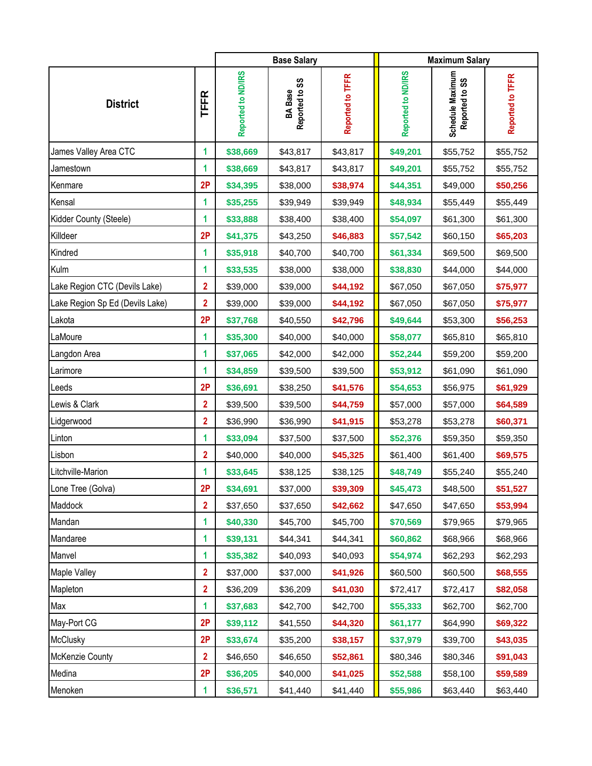| District | TFFR | Base Salary | | | Maximum Salary | | |
|---|---|---|---|---|---|---|---|
| | | Reported to ND/IRS | BA Base Reported to SS | Reported to TFFR | Reported to ND/IRS | Schedule Maximum Reported to SS | Reported to TFFR |
| James Valley Area CTC | 1 | $38,669 | $43,817 | $43,817 | $49,201 | $55,752 | $55,752 |
| Jamestown | 1 | $38,669 | $43,817 | $43,817 | $49,201 | $55,752 | $55,752 |
| Kenmare | 2P | $34,395 | $38,000 | $38,974 | $44,351 | $49,000 | $50,256 |
| Kensal | 1 | $35,255 | $39,949 | $39,949 | $48,934 | $55,449 | $55,449 |
| Kidder County (Steele) | 1 | $33,888 | $38,400 | $38,400 | $54,097 | $61,300 | $61,300 |
| Killdeer | 2P | $41,375 | $43,250 | $46,883 | $57,542 | $60,150 | $65,203 |
| Kindred | 1 | $35,918 | $40,700 | $40,700 | $61,334 | $69,500 | $69,500 |
| Kulm | 1 | $33,535 | $38,000 | $38,000 | $38,830 | $44,000 | $44,000 |
| Lake Region CTC (Devils Lake) | 2 | $39,000 | $39,000 | $44,192 | $67,050 | $67,050 | $75,977 |
| Lake Region Sp Ed (Devils Lake) | 2 | $39,000 | $39,000 | $44,192 | $67,050 | $67,050 | $75,977 |
| Lakota | 2P | $37,768 | $40,550 | $42,796 | $49,644 | $53,300 | $56,253 |
| LaMoure | 1 | $35,300 | $40,000 | $40,000 | $58,077 | $65,810 | $65,810 |
| Langdon Area | 1 | $37,065 | $42,000 | $42,000 | $52,244 | $59,200 | $59,200 |
| Larimore | 1 | $34,859 | $39,500 | $39,500 | $53,912 | $61,090 | $61,090 |
| Leeds | 2P | $36,691 | $38,250 | $41,576 | $54,653 | $56,975 | $61,929 |
| Lewis & Clark | 2 | $39,500 | $39,500 | $44,759 | $57,000 | $57,000 | $64,589 |
| Lidgerwood | 2 | $36,990 | $36,990 | $41,915 | $53,278 | $53,278 | $60,371 |
| Linton | 1 | $33,094 | $37,500 | $37,500 | $52,376 | $59,350 | $59,350 |
| Lisbon | 2 | $40,000 | $40,000 | $45,325 | $61,400 | $61,400 | $69,575 |
| Litchville-Marion | 1 | $33,645 | $38,125 | $38,125 | $48,749 | $55,240 | $55,240 |
| Lone Tree (Golva) | 2P | $34,691 | $37,000 | $39,309 | $45,473 | $48,500 | $51,527 |
| Maddock | 2 | $37,650 | $37,650 | $42,662 | $47,650 | $47,650 | $53,994 |
| Mandan | 1 | $40,330 | $45,700 | $45,700 | $70,569 | $79,965 | $79,965 |
| Mandaree | 1 | $39,131 | $44,341 | $44,341 | $60,862 | $68,966 | $68,966 |
| Manvel | 1 | $35,382 | $40,093 | $40,093 | $54,974 | $62,293 | $62,293 |
| Maple Valley | 2 | $37,000 | $37,000 | $41,926 | $60,500 | $60,500 | $68,555 |
| Mapleton | 2 | $36,209 | $36,209 | $41,030 | $72,417 | $72,417 | $82,058 |
| Max | 1 | $37,683 | $42,700 | $42,700 | $55,333 | $62,700 | $62,700 |
| May-Port CG | 2P | $39,112 | $41,550 | $44,320 | $61,177 | $64,990 | $69,322 |
| McClusky | 2P | $33,674 | $35,200 | $38,157 | $37,979 | $39,700 | $43,035 |
| McKenzie County | 2 | $46,650 | $46,650 | $52,861 | $80,346 | $80,346 | $91,043 |
| Medina | 2P | $36,205 | $40,000 | $41,025 | $52,588 | $58,100 | $59,589 |
| Menoken | 1 | $36,571 | $41,440 | $41,440 | $55,986 | $63,440 | $63,440 |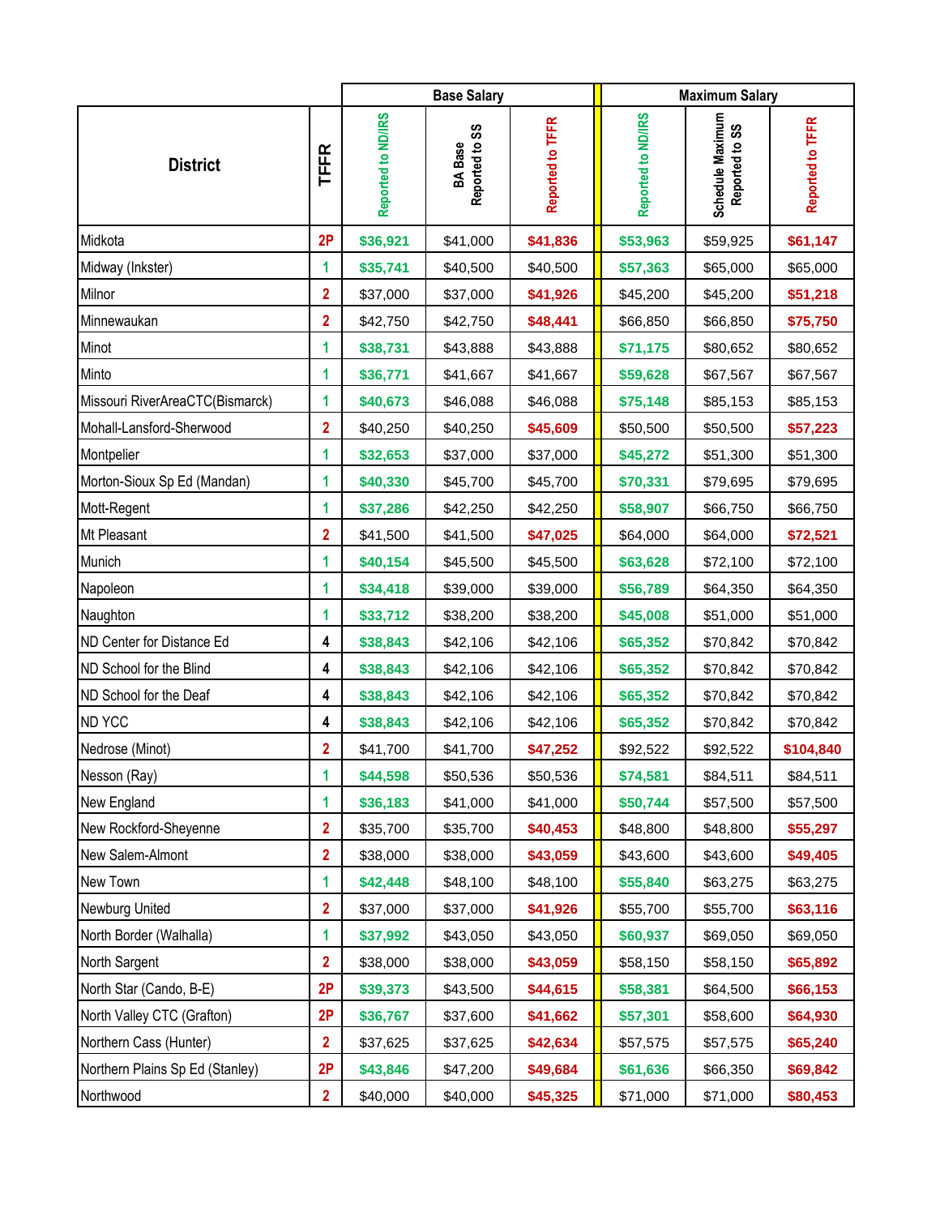| District | TFFR | Base Salary | | | Maximum Salary | | |
|---|---|---|---|---|---|---|---|
| | | Reported to ND/IRS | BA Base Reported to SS | Reported to TFFR | Reported to ND/IRS | Schedule Maximum Reported to SS | Reported to TFFR |
| Midkota | 2P | $36,921 | $41,000 | $41,836 | $53,963 | $59,925 | $61,147 |
| Midway (Inkster) | 1 | $35,741 | $40,500 | $40,500 | $57,363 | $65,000 | $65,000 |
| Milnor | 2 | $37,000 | $37,000 | $41,926 | $45,200 | $45,200 | $51,218 |
| Minnewaukan | 2 | $42,750 | $42,750 | $48,441 | $66,850 | $66,850 | $75,750 |
| Minot | 1 | $38,731 | $43,888 | $43,888 | $71,175 | $80,652 | $80,652 |
| Minto | 1 | $36,771 | $41,667 | $41,667 | $59,628 | $67,567 | $67,567 |
| Missouri RiverAreaCTC(Bismarck) | 1 | $40,673 | $46,088 | $46,088 | $75,148 | $85,153 | $85,153 |
| Mohall-Lansford-Sherwood | 2 | $40,250 | $40,250 | $45,609 | $50,500 | $50,500 | $57,223 |
| Montpelier | 1 | $32,653 | $37,000 | $37,000 | $45,272 | $51,300 | $51,300 |
| Morton-Sioux Sp Ed (Mandan) | 1 | $40,330 | $45,700 | $45,700 | $70,331 | $79,695 | $79,695 |
| Mott-Regent | 1 | $37,286 | $42,250 | $42,250 | $58,907 | $66,750 | $66,750 |
| Mt Pleasant | 2 | $41,500 | $41,500 | $47,025 | $64,000 | $64,000 | $72,521 |
| Munich | 1 | $40,154 | $45,500 | $45,500 | $63,628 | $72,100 | $72,100 |
| Napoleon | 1 | $34,418 | $39,000 | $39,000 | $56,789 | $64,350 | $64,350 |
| Naughton | 1 | $33,712 | $38,200 | $38,200 | $45,008 | $51,000 | $51,000 |
| ND Center for Distance Ed | 4 | $38,843 | $42,106 | $42,106 | $65,352 | $70,842 | $70,842 |
| ND School for the Blind | 4 | $38,843 | $42,106 | $42,106 | $65,352 | $70,842 | $70,842 |
| ND School for the Deaf | 4 | $38,843 | $42,106 | $42,106 | $65,352 | $70,842 | $70,842 |
| ND YCC | 4 | $38,843 | $42,106 | $42,106 | $65,352 | $70,842 | $70,842 |
| Nedrose (Minot) | 2 | $41,700 | $41,700 | $47,252 | $92,522 | $92,522 | $104,840 |
| Nesson (Ray) | 1 | $44,598 | $50,536 | $50,536 | $74,581 | $84,511 | $84,511 |
| New England | 1 | $36,183 | $41,000 | $41,000 | $50,744 | $57,500 | $57,500 |
| New Rockford-Sheyenne | 2 | $35,700 | $35,700 | $40,453 | $48,800 | $48,800 | $55,297 |
| New Salem-Almont | 2 | $38,000 | $38,000 | $43,059 | $43,600 | $43,600 | $49,405 |
| New Town | 1 | $42,448 | $48,100 | $48,100 | $55,840 | $63,275 | $63,275 |
| Newburg United | 2 | $37,000 | $37,000 | $41,926 | $55,700 | $55,700 | $63,116 |
| North Border (Walhalla) | 1 | $37,992 | $43,050 | $43,050 | $60,937 | $69,050 | $69,050 |
| North Sargent | 2 | $38,000 | $38,000 | $43,059 | $58,150 | $58,150 | $65,892 |
| North Star (Cando, B-E) | 2P | $39,373 | $43,500 | $44,615 | $58,381 | $64,500 | $66,153 |
| North Valley CTC (Grafton) | 2P | $36,767 | $37,600 | $41,662 | $57,301 | $58,600 | $64,930 |
| Northern Cass (Hunter) | 2 | $37,625 | $37,625 | $42,634 | $57,575 | $57,575 | $65,240 |
| Northern Plains Sp Ed (Stanley) | 2P | $43,846 | $47,200 | $49,684 | $61,636 | $66,350 | $69,842 |
| Northwood | 2 | $40,000 | $40,000 | $45,325 | $71,000 | $71,000 | $80,453 |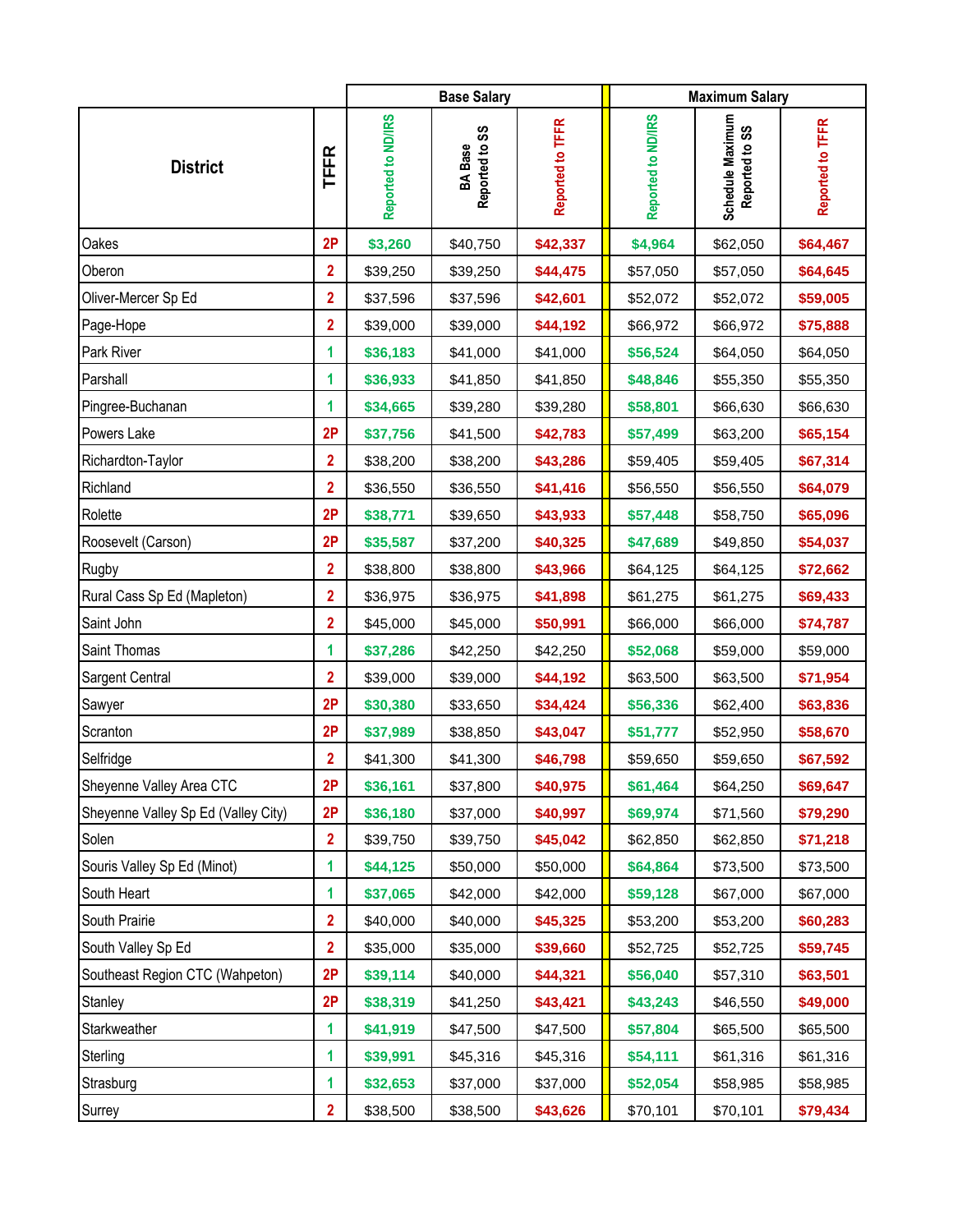| District | TFFR | Base Salary | | | Maximum Salary | | |
|---|---|---|---|---|---|---|---|
| | | Reported to ND/IRS | BA Base Reported to SS | Reported to TFFR | Reported to ND/IRS | Schedule Maximum Reported to SS | Reported to TFFR |
| Oakes | 2P | $3,260 | $40,750 | $42,337 | $4,964 | $62,050 | $64,467 |
| Oberon | 2 | $39,250 | $39,250 | $44,475 | $57,050 | $57,050 | $64,645 |
| Oliver-Mercer Sp Ed | 2 | $37,596 | $37,596 | $42,601 | $52,072 | $52,072 | $59,005 |
| Page-Hope | 2 | $39,000 | $39,000 | $44,192 | $66,972 | $66,972 | $75,888 |
| Park River | 1 | $36,183 | $41,000 | $41,000 | $56,524 | $64,050 | $64,050 |
| Parshall | 1 | $36,933 | $41,850 | $41,850 | $48,846 | $55,350 | $55,350 |
| Pingree-Buchanan | 1 | $34,665 | $39,280 | $39,280 | $58,801 | $66,630 | $66,630 |
| Powers Lake | 2P | $37,756 | $41,500 | $42,783 | $57,499 | $63,200 | $65,154 |
| Richardton-Taylor | 2 | $38,200 | $38,200 | $43,286 | $59,405 | $59,405 | $67,314 |
| Richland | 2 | $36,550 | $36,550 | $41,416 | $56,550 | $56,550 | $64,079 |
| Rolette | 2P | $38,771 | $39,650 | $43,933 | $57,448 | $58,750 | $65,096 |
| Roosevelt (Carson) | 2P | $35,587 | $37,200 | $40,325 | $47,689 | $49,850 | $54,037 |
| Rugby | 2 | $38,800 | $38,800 | $43,966 | $64,125 | $64,125 | $72,662 |
| Rural Cass Sp Ed (Mapleton) | 2 | $36,975 | $36,975 | $41,898 | $61,275 | $61,275 | $69,433 |
| Saint John | 2 | $45,000 | $45,000 | $50,991 | $66,000 | $66,000 | $74,787 |
| Saint Thomas | 1 | $37,286 | $42,250 | $42,250 | $52,068 | $59,000 | $59,000 |
| Sargent Central | 2 | $39,000 | $39,000 | $44,192 | $63,500 | $63,500 | $71,954 |
| Sawyer | 2P | $30,380 | $33,650 | $34,424 | $56,336 | $62,400 | $63,836 |
| Scranton | 2P | $37,989 | $38,850 | $43,047 | $51,777 | $52,950 | $58,670 |
| Selfridge | 2 | $41,300 | $41,300 | $46,798 | $59,650 | $59,650 | $67,592 |
| Sheyenne Valley Area CTC | 2P | $36,161 | $37,800 | $40,975 | $61,464 | $64,250 | $69,647 |
| Sheyenne Valley Sp Ed (Valley City) | 2P | $36,180 | $37,000 | $40,997 | $69,974 | $71,560 | $79,290 |
| Solen | 2 | $39,750 | $39,750 | $45,042 | $62,850 | $62,850 | $71,218 |
| Souris Valley Sp Ed (Minot) | 1 | $44,125 | $50,000 | $50,000 | $64,864 | $73,500 | $73,500 |
| South Heart | 1 | $37,065 | $42,000 | $42,000 | $59,128 | $67,000 | $67,000 |
| South Prairie | 2 | $40,000 | $40,000 | $45,325 | $53,200 | $53,200 | $60,283 |
| South Valley Sp Ed | 2 | $35,000 | $35,000 | $39,660 | $52,725 | $52,725 | $59,745 |
| Southeast Region CTC (Wahpeton) | 2P | $39,114 | $40,000 | $44,321 | $56,040 | $57,310 | $63,501 |
| Stanley | 2P | $38,319 | $41,250 | $43,421 | $43,243 | $46,550 | $49,000 |
| Starkweather | 1 | $41,919 | $47,500 | $47,500 | $57,804 | $65,500 | $65,500 |
| Sterling | 1 | $39,991 | $45,316 | $45,316 | $54,111 | $61,316 | $61,316 |
| Strasburg | 1 | $32,653 | $37,000 | $37,000 | $52,054 | $58,985 | $58,985 |
| Surrey | 2 | $38,500 | $38,500 | $43,626 | $70,101 | $70,101 | $79,434 |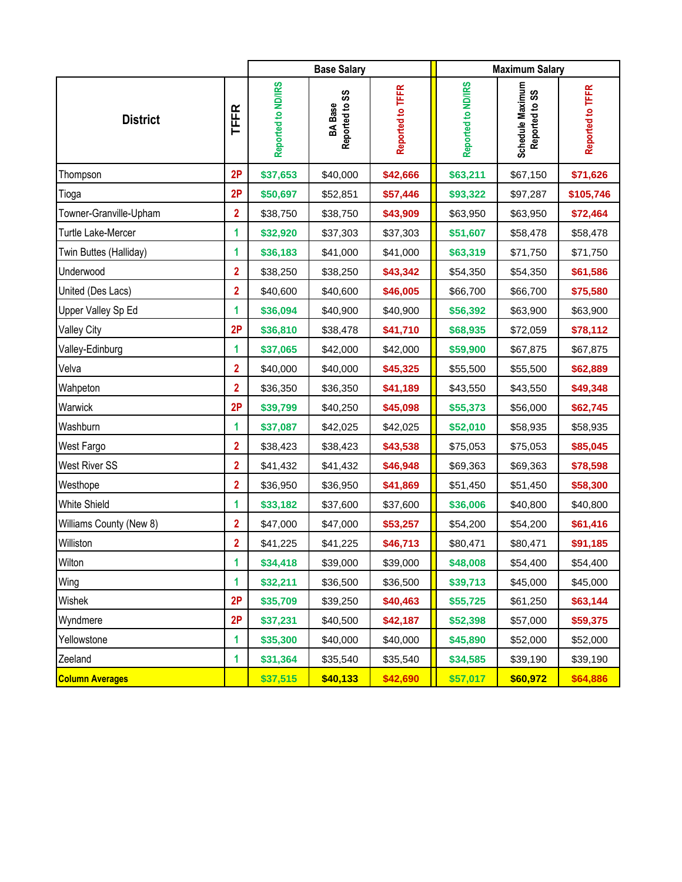| District | TFFR | Base Salary | | | Maximum Salary | | |
|---|---|---|---|---|---|---|---|
| | | Reported to ND/IRS | BA Base Reported to SS | Reported to TFFR | Reported to ND/IRS | Schedule Maximum Reported to SS | Reported to TFFR |
| Thompson | 2P | $37,653 | $40,000 | $42,666 | $63,211 | $67,150 | $71,626 |
| Tioga | 2P | $50,697 | $52,851 | $57,446 | $93,322 | $97,287 | $105,746 |
| Towner-Granville-Upham | 2 | $38,750 | $38,750 | $43,909 | $63,950 | $63,950 | $72,464 |
| Turtle Lake-Mercer | 1 | $32,920 | $37,303 | $37,303 | $51,607 | $58,478 | $58,478 |
| Twin Buttes (Halliday) | 1 | $36,183 | $41,000 | $41,000 | $63,319 | $71,750 | $71,750 |
| Underwood | 2 | $38,250 | $38,250 | $43,342 | $54,350 | $54,350 | $61,586 |
| United (Des Lacs) | 2 | $40,600 | $40,600 | $46,005 | $66,700 | $66,700 | $75,580 |
| Upper Valley Sp Ed | 1 | $36,094 | $40,900 | $40,900 | $56,392 | $63,900 | $63,900 |
| Valley City | 2P | $36,810 | $38,478 | $41,710 | $68,935 | $72,059 | $78,112 |
| Valley-Edinburg | 1 | $37,065 | $42,000 | $42,000 | $59,900 | $67,875 | $67,875 |
| Velva | 2 | $40,000 | $40,000 | $45,325 | $55,500 | $55,500 | $62,889 |
| Wahpeton | 2 | $36,350 | $36,350 | $41,189 | $43,550 | $43,550 | $49,348 |
| Warwick | 2P | $39,799 | $40,250 | $45,098 | $55,373 | $56,000 | $62,745 |
| Washburn | 1 | $37,087 | $42,025 | $42,025 | $52,010 | $58,935 | $58,935 |
| West Fargo | 2 | $38,423 | $38,423 | $43,538 | $75,053 | $75,053 | $85,045 |
| West River SS | 2 | $41,432 | $41,432 | $46,948 | $69,363 | $69,363 | $78,598 |
| Westhope | 2 | $36,950 | $36,950 | $41,869 | $51,450 | $51,450 | $58,300 |
| White Shield | 1 | $33,182 | $37,600 | $37,600 | $36,006 | $40,800 | $40,800 |
| Williams County (New 8) | 2 | $47,000 | $47,000 | $53,257 | $54,200 | $54,200 | $61,416 |
| Williston | 2 | $41,225 | $41,225 | $46,713 | $80,471 | $80,471 | $91,185 |
| Wilton | 1 | $34,418 | $39,000 | $39,000 | $48,008 | $54,400 | $54,400 |
| Wing | 1 | $32,211 | $36,500 | $36,500 | $39,713 | $45,000 | $45,000 |
| Wishek | 2P | $35,709 | $39,250 | $40,463 | $55,725 | $61,250 | $63,144 |
| Wyndmere | 2P | $37,231 | $40,500 | $42,187 | $52,398 | $57,000 | $59,375 |
| Yellowstone | 1 | $35,300 | $40,000 | $40,000 | $45,890 | $52,000 | $52,000 |
| Zeeland | 1 | $31,364 | $35,540 | $35,540 | $34,585 | $39,190 | $39,190 |
| **Column Averages** | | **$37,515** | **$40,133** | **$42,690** | **$57,017** | **$60,972** | **$64,886** |